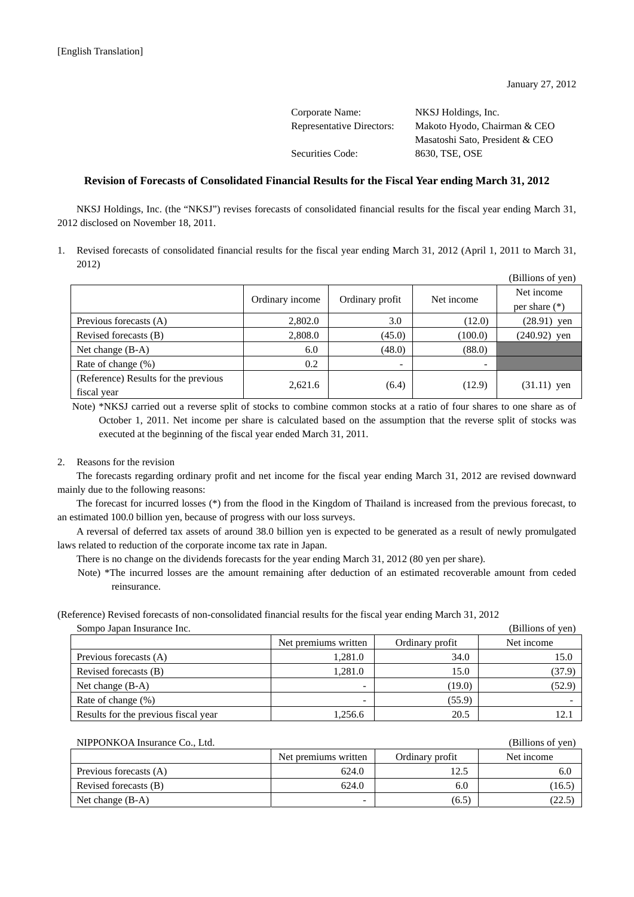[English Translation]

January 27, 2012

Corporate Name: NKSJ Holdings, Inc.
Representative Directors: Makoto Hyodo, Chairman & CEO
Masatoshi Sato, President & CEO
Securities Code: 8630, TSE, OSE

## Revision of Forecasts of Consolidated Financial Results for the Fiscal Year ending March 31, 2012

NKSJ Holdings, Inc. (the "NKSJ") revises forecasts of consolidated financial results for the fiscal year ending March 31, 2012 disclosed on November 18, 2011.

1. Revised forecasts of consolidated financial results for the fiscal year ending March 31, 2012 (April 1, 2011 to March 31, 2012)

(Billions of yen)

| | Ordinary income | Ordinary profit | Net income | Net income per share (*) |
|---|---|---|---|---|
| Previous forecasts (A) | 2,802.0 | 3.0 | (12.0) | (28.91) yen |
| Revised forecasts (B) | 2,808.0 | (45.0) | (100.0) | (240.92) yen |
| Net change (B-A) | 6.0 | (48.0) | (88.0) | |
| Rate of change (%) | 0.2 | - | - | |
| (Reference) Results for the previous fiscal year | 2,621.6 | (6.4) | (12.9) | (31.11) yen |

Note) *NKSJ carried out a reverse split of stocks to combine common stocks at a ratio of four shares to one share as of October 1, 2011. Net income per share is calculated based on the assumption that the reverse split of stocks was executed at the beginning of the fiscal year ended March 31, 2011.

2. Reasons for the revision

The forecasts regarding ordinary profit and net income for the fiscal year ending March 31, 2012 are revised downward mainly due to the following reasons:

The forecast for incurred losses (*) from the flood in the Kingdom of Thailand is increased from the previous forecast, to an estimated 100.0 billion yen, because of progress with our loss surveys.

A reversal of deferred tax assets of around 38.0 billion yen is expected to be generated as a result of newly promulgated laws related to reduction of the corporate income tax rate in Japan.

There is no change on the dividends forecasts for the year ending March 31, 2012 (80 yen per share).

Note) *The incurred losses are the amount remaining after deduction of an estimated recoverable amount from ceded reinsurance.

(Reference) Revised forecasts of non-consolidated financial results for the fiscal year ending March 31, 2012

Sompo Japan Insurance Inc. (Billions of yen)

| | Net premiums written | Ordinary profit | Net income |
|---|---|---|---|
| Previous forecasts (A) | 1,281.0 | 34.0 | 15.0 |
| Revised forecasts (B) | 1,281.0 | 15.0 | (37.9) |
| Net change (B-A) | - | (19.0) | (52.9) |
| Rate of change (%) | - | (55.9) | - |
| Results for the previous fiscal year | 1,256.6 | 20.5 | 12.1 |

NIPPONKOA Insurance Co., Ltd. (Billions of yen)

| | Net premiums written | Ordinary profit | Net income |
|---|---|---|---|
| Previous forecasts (A) | 624.0 | 12.5 | 6.0 |
| Revised forecasts (B) | 624.0 | 6.0 | (16.5) |
| Net change (B-A) | - | (6.5) | (22.5) |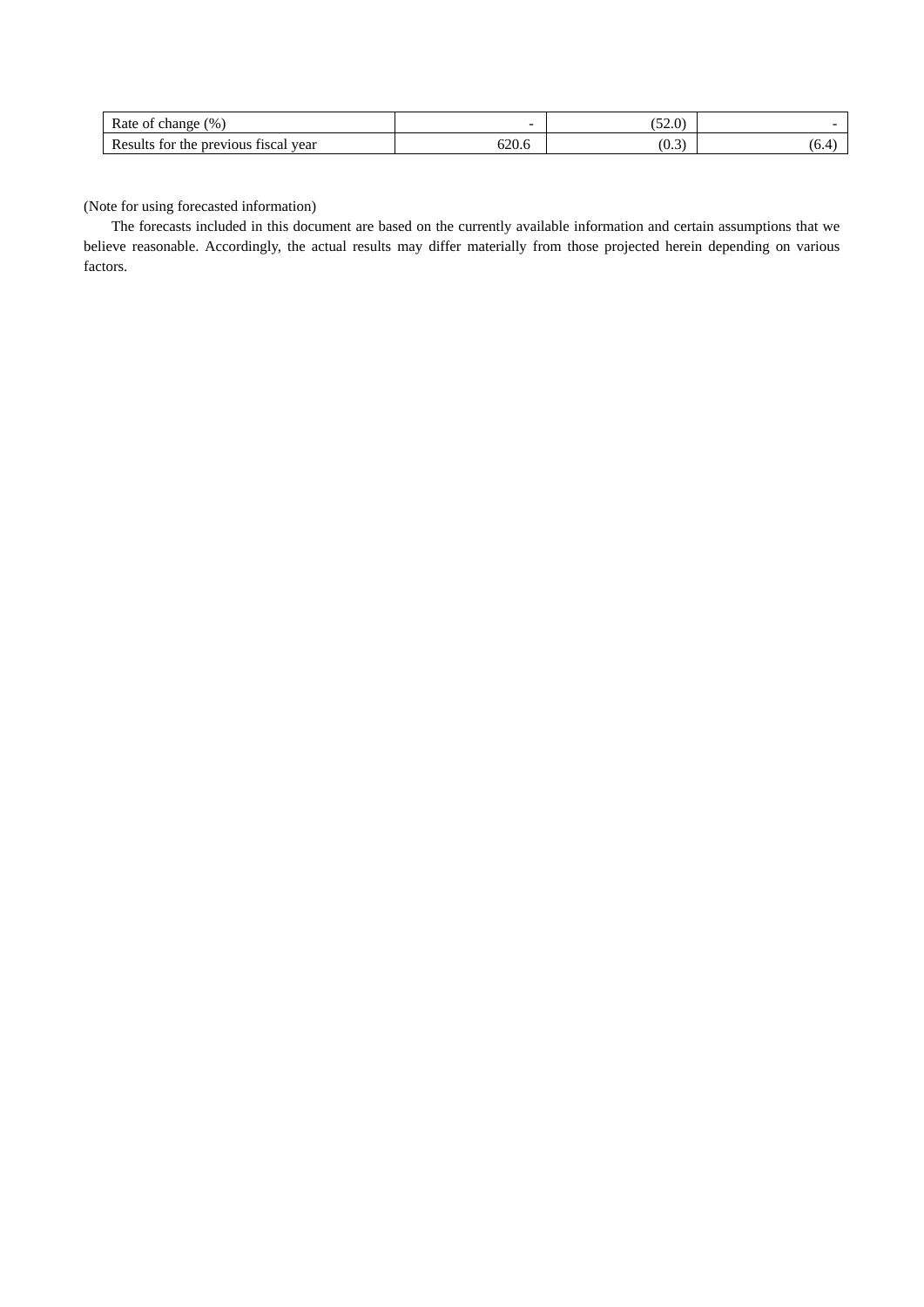| | | | |
|---|---|---|---|
| Rate of change (%) | - | (52.0) | - |
| Results for the previous fiscal year | 620.6 | (0.3) | (6.4) |

(Note for using forecasted information)

The forecasts included in this document are based on the currently available information and certain assumptions that we believe reasonable. Accordingly, the actual results may differ materially from those projected herein depending on various factors.